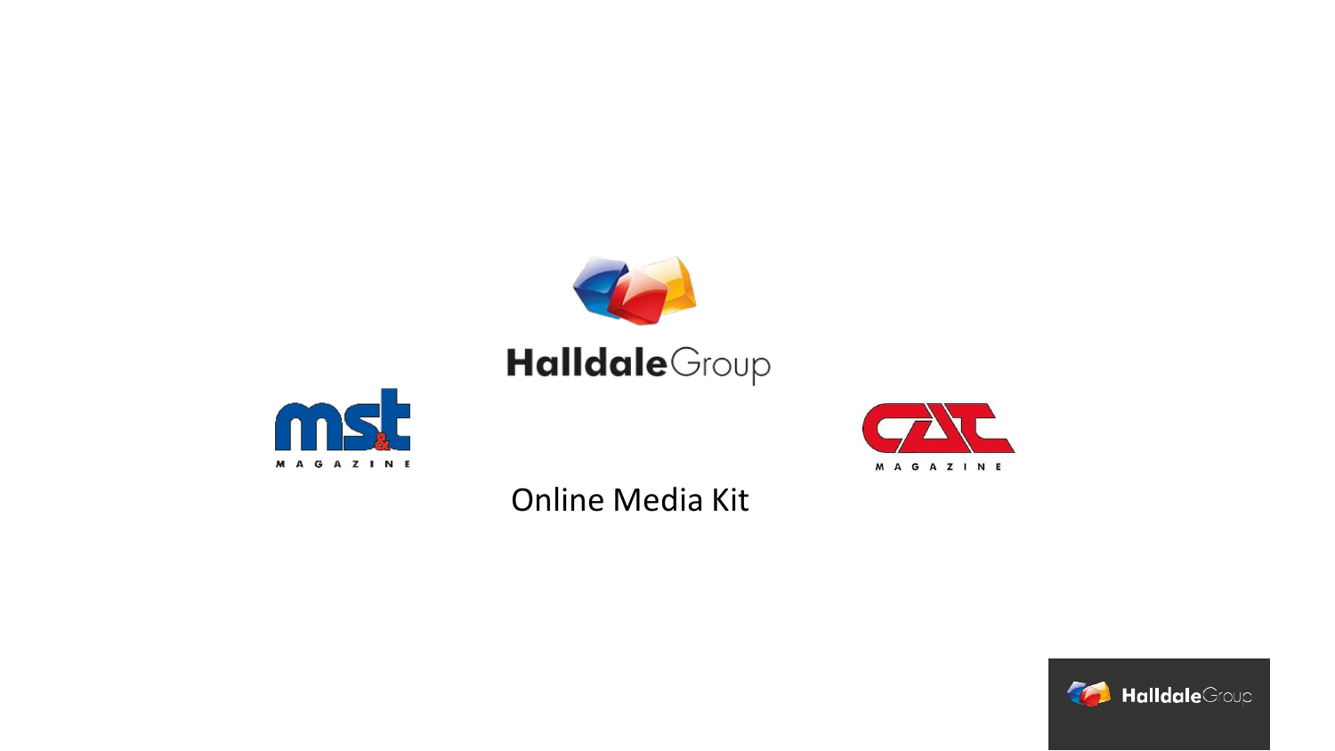Halldale Group

MS&T MAGAZINE

CAT MAGAZINE

# Online Media Kit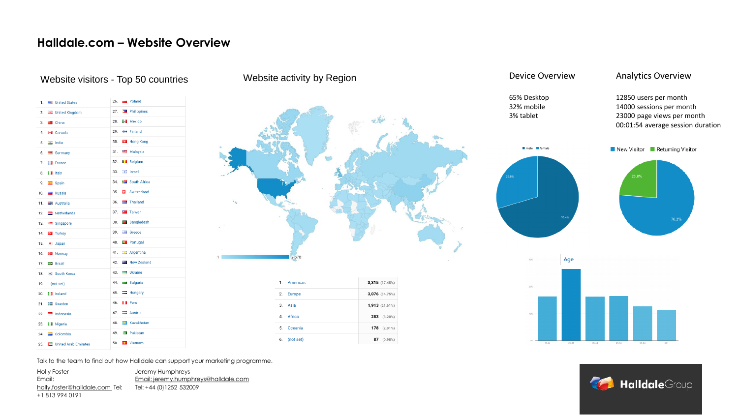# Halldale.com – Website Overview

## Website visitors - Top 50 countries

| # | Country | # | Country |
|---|---|---|---|
| 1. | United States | 26. | Poland |
| 2. | United Kingdom | 27. | Philippines |
| 3. | China | 28. | Mexico |
| 4. | Canada | 29. | Finland |
| 5. | India | 30. | Hong Kong |
| 6. | Germany | 31. | Malaysia |
| 7. | France | 32. | Belgium |
| 8. | Italy | 33. | Israel |
| 9. | Spain | 34. | South Africa |
| 10. | Russia | 35. | Switzerland |
| 11. | Australia | 36. | Thailand |
| 12. | Netherlands | 37. | Taiwan |
| 13. | Singapore | 38. | Bangladesh |
| 14. | Turkey | 39. | Greece |
| 15. | Japan | 40. | Portugal |
| 16. | Norway | 41. | Argentina |
| 17. | Brazil | 42. | New Zealand |
| 18. | South Korea | 43. | Ukraine |
| 19. | (not set) | 44. | Bulgaria |
| 20. | Ireland | 45. | Hungary |
| 21. | Sweden | 46. | Peru |
| 22. | Indonesia | 47. | Austria |
| 23. | Nigeria | 48. | Kazakhstan |
| 24. | Colombia | 49. | Pakistan |
| 25. | United Arab Emirates | 50. | Vietnam |

## Website activity by Region

1 — 2,678

| # | Region | Sessions |
|---|---|---|
| 1. | Americas | 3,315 (37.45%) |
| 2. | Europe | 3,076 (34.75%) |
| 3. | Asia | 1,913 (21.61%) |
| 4. | Africa | 283 (3.20%) |
| 5. | Oceania | 178 (2.01%) |
| 6. | (not set) | 87 (0.98%) |

## Device Overview

65% Desktop
32% mobile
3% tablet

male / female: 29.6% / 70.4%

Age

## Analytics Overview

12850 users per month
14000 sessions per month
23000 page views per month
00:01:54 average session duration

New Visitor / Returning Visitor: 76.2% / 23.8%

Talk to the team to find out how Halldale can support your marketing programme.

Holly Foster
Email: holly.foster@halldale.com Tel: +1 813 994 0191

Jeremy Humphreys
Email: jeremy.humphreys@halldale.com
Tel: +44 (0)1252 532009

HalldaleGroup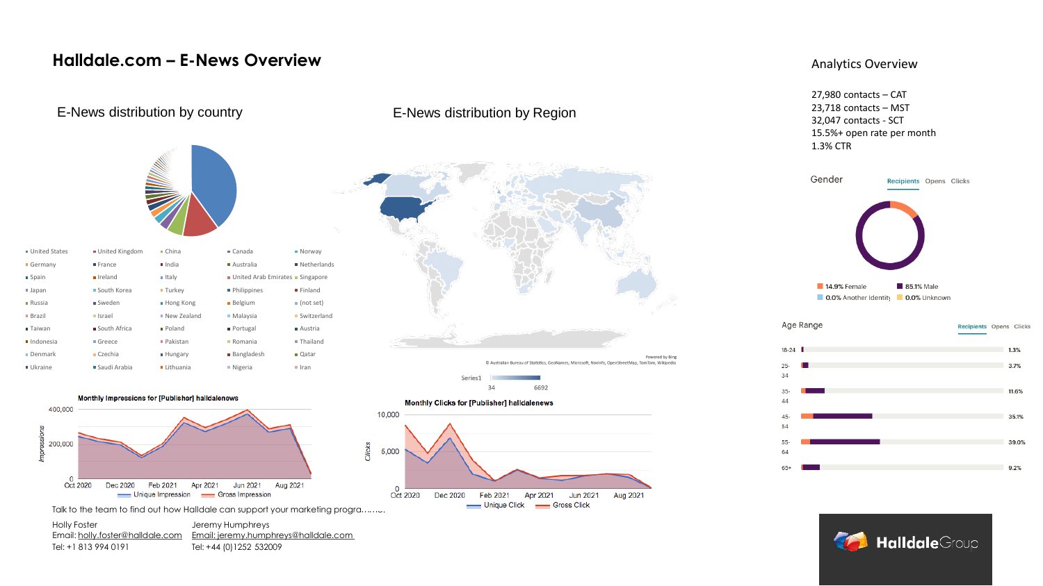# Halldale.com – E-News Overview

## E-News distribution by country

- United States
- United Kingdom
- China
- Canada
- Norway
- Germany
- France
- India
- Australia
- Netherlands
- Spain
- Ireland
- Italy
- United Arab Emirates
- Singapore
- Japan
- South Korea
- Turkey
- Philippines
- Finland
- Russia
- Sweden
- Hong Kong
- Belgium
- (not set)
- Brazil
- Israel
- New Zealand
- Malaysia
- Switzerland
- Taiwan
- South Africa
- Poland
- Portugal
- Austria
- Indonesia
- Greece
- Pakistan
- Romania
- Thailand
- Denmark
- Czechia
- Hungary
- Bangladesh
- Qatar
- Ukraine
- Saudi Arabia
- Lithuania
- Nigeria
- Iran

## E-News distribution by Region

Powered by Bing
© Australian Bureau of Statistics, GeoNames, Microsoft, Navinfo, OpenStreetMap, TomTom, Wikipedia

Series1: 34 – 6692

### Monthly Impressions for [Publisher] halldalenews

Unique Impression — Gross Impression

### Monthly Clicks for [Publisher] halldalenews

Unique Click — Gross Click

Talk to the team to find out how Halldale can support your marketing progra...

Holly Foster
Email: holly.foster@halldale.com
Tel: +1 813 994 0191

Jeremy Humphreys
Email: jeremy.humphreys@halldale.com
Tel: +44 (0)1252 532009

## Analytics Overview

27,980 contacts – CAT
23,718 contacts – MST
32,047 contacts - SCT
15.5%+ open rate per month
1.3% CTR

### Gender

Recipients | Opens | Clicks

- 14.9% Female
- 85.1% Male
- 0.0% Another Identity
- 0.0% Unknown

### Age Range

Recipients | Opens | Clicks

| Age | Share |
|---|---|
| 18-24 | 1.3% |
| 25-34 | 3.7% |
| 35-44 | 11.6% |
| 45-54 | 35.1% |
| 55-64 | 39.0% |
| 65+ | 9.2% |

HalldaleGroup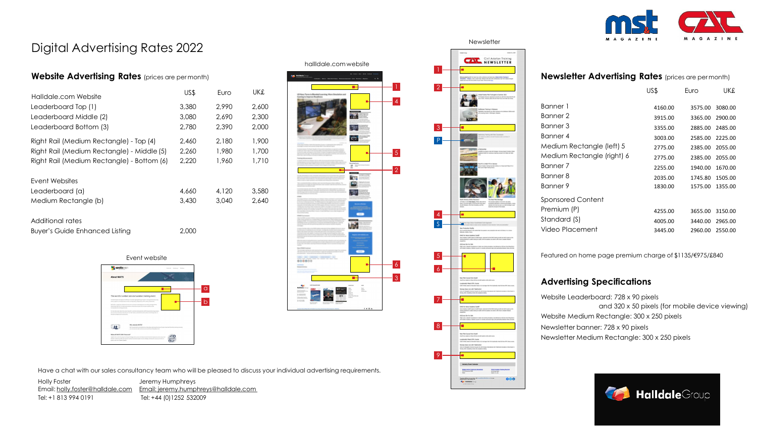# Digital Advertising Rates 2022

## Website Advertising Rates (prices are per month)

| Halldale.com Website | US$ | Euro | UK£ |
|---|---|---|---|
| Leaderboard Top (1) | 3,380 | 2,990 | 2,600 |
| Leaderboard Middle (2) | 3,080 | 2,690 | 2,300 |
| Leaderboard Bottom (3) | 2,780 | 2,390 | 2,000 |
| Right Rail (Medium Rectangle) - Top (4) | 2,460 | 2,180 | 1,900 |
| Right Rail (Medium Rectangle) - Middle (5) | 2,260 | 1,980 | 1,700 |
| Right Rail (Medium Rectangle) - Bottom (6) | 2,220 | 1,960 | 1,710 |
| **Event Websites** | | | |
| Leaderboard (a) | 4,660 | 4,120 | 3,580 |
| Medium Rectangle (b) | 3,430 | 3,040 | 2,640 |
| **Additional rates** | | | |
| Buyer's Guide Enhanced Listing | 2,000 | | |

Event website

hallldale.com website

Newsletter

## Newsletter Advertising Rates (prices are per month)

| | US$ | Euro | UK£ |
|---|---|---|---|
| Banner 1 | 4160.00 | 3575.00 | 3080.00 |
| Banner 2 | 3915.00 | 3365.00 | 2900.00 |
| Banner 3 | 3355.00 | 2885.00 | 2485.00 |
| Banner 4 | 3003.00 | 2585.00 | 2225.00 |
| Medium Rectangle (left) 5 | 2775.00 | 2385.00 | 2055.00 |
| Medium Rectangle (right) 6 | 2775.00 | 2385.00 | 2055.00 |
| Banner 7 | 2255.00 | 1940.00 | 1670.00 |
| Banner 8 | 2035.00 | 1745.80 | 1505.00 |
| Banner 9 | 1830.00 | 1575.00 | 1355.00 |
| **Sponsored Content** | | | |
| Premium (P) | 4255.00 | 3655.00 | 3150.00 |
| Standard (S) | 4005.00 | 3440.00 | 2965.00 |
| Video Placement | 3445.00 | 2960.00 | 2550.00 |

Featured on home page premium charge of $1135/€975/£840

## Advertising Specifications

Website Leaderboard: 728 x 90 pixels
and 320 x 50 pixels (for mobile device viewing)

Website Medium Rectangle: 300 x 250 pixels

Newsletter banner: 728 x 90 pixels

Newsletter Medium Rectangle: 300 x 250 pixels

Have a chat with our sales consultancy team who will be pleased to discuss your individual advertising requirements.

Holly Foster
Email: holly.foster@halldale.com
Tel: +1 813 994 0191

Jeremy Humphreys
Email: jeremy.humphreys@halldale.com
Tel: +44 (0)1252 532009